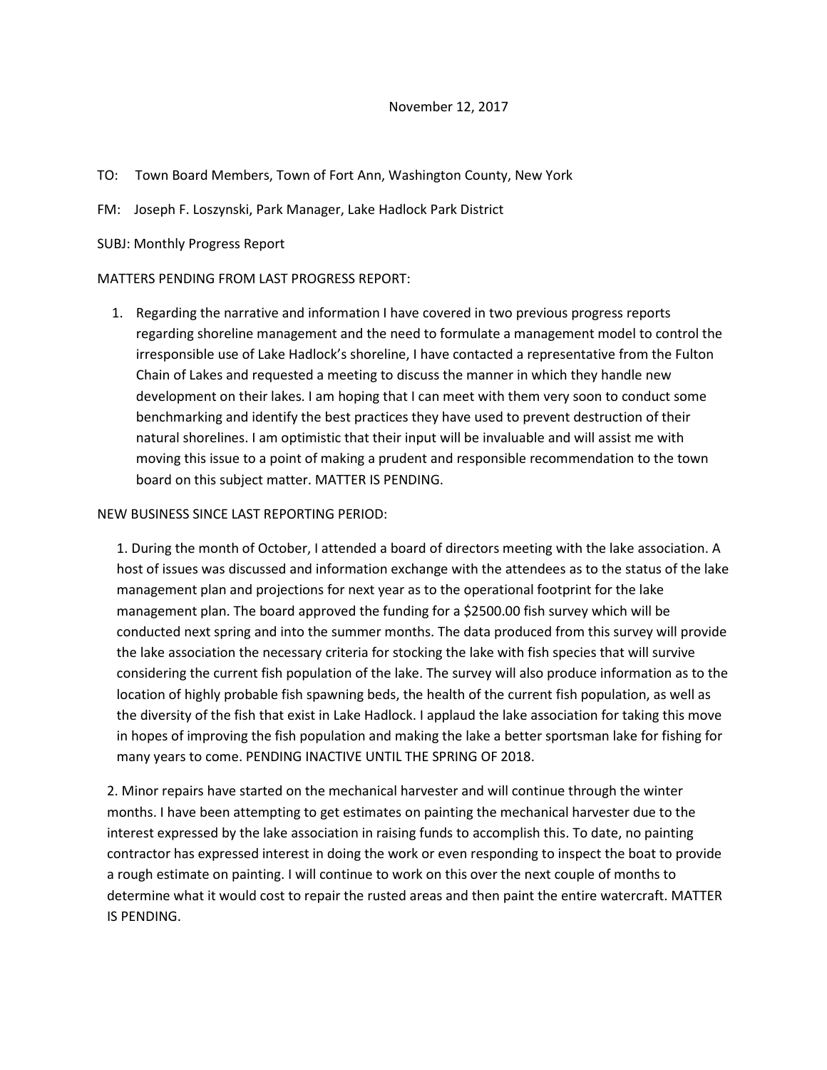November 12, 2017

TO: Town Board Members, Town of Fort Ann, Washington County, New York

FM: Joseph F. Loszynski, Park Manager, Lake Hadlock Park District

SUBJ: Monthly Progress Report

MATTERS PENDING FROM LAST PROGRESS REPORT:

1. Regarding the narrative and information I have covered in two previous progress reports regarding shoreline management and the need to formulate a management model to control the irresponsible use of Lake Hadlock's shoreline, I have contacted a representative from the Fulton Chain of Lakes and requested a meeting to discuss the manner in which they handle new development on their lakes. I am hoping that I can meet with them very soon to conduct some benchmarking and identify the best practices they have used to prevent destruction of their natural shorelines. I am optimistic that their input will be invaluable and will assist me with moving this issue to a point of making a prudent and responsible recommendation to the town board on this subject matter. MATTER IS PENDING.

NEW BUSINESS SINCE LAST REPORTING PERIOD:

1. During the month of October, I attended a board of directors meeting with the lake association. A host of issues was discussed and information exchange with the attendees as to the status of the lake management plan and projections for next year as to the operational footprint for the lake management plan. The board approved the funding for a $2500.00 fish survey which will be conducted next spring and into the summer months. The data produced from this survey will provide the lake association the necessary criteria for stocking the lake with fish species that will survive considering the current fish population of the lake. The survey will also produce information as to the location of highly probable fish spawning beds, the health of the current fish population, as well as the diversity of the fish that exist in Lake Hadlock. I applaud the lake association for taking this move in hopes of improving the fish population and making the lake a better sportsman lake for fishing for many years to come. PENDING INACTIVE UNTIL THE SPRING OF 2018.

2. Minor repairs have started on the mechanical harvester and will continue through the winter months. I have been attempting to get estimates on painting the mechanical harvester due to the interest expressed by the lake association in raising funds to accomplish this. To date, no painting contractor has expressed interest in doing the work or even responding to inspect the boat to provide a rough estimate on painting. I will continue to work on this over the next couple of months to determine what it would cost to repair the rusted areas and then paint the entire watercraft. MATTER IS PENDING.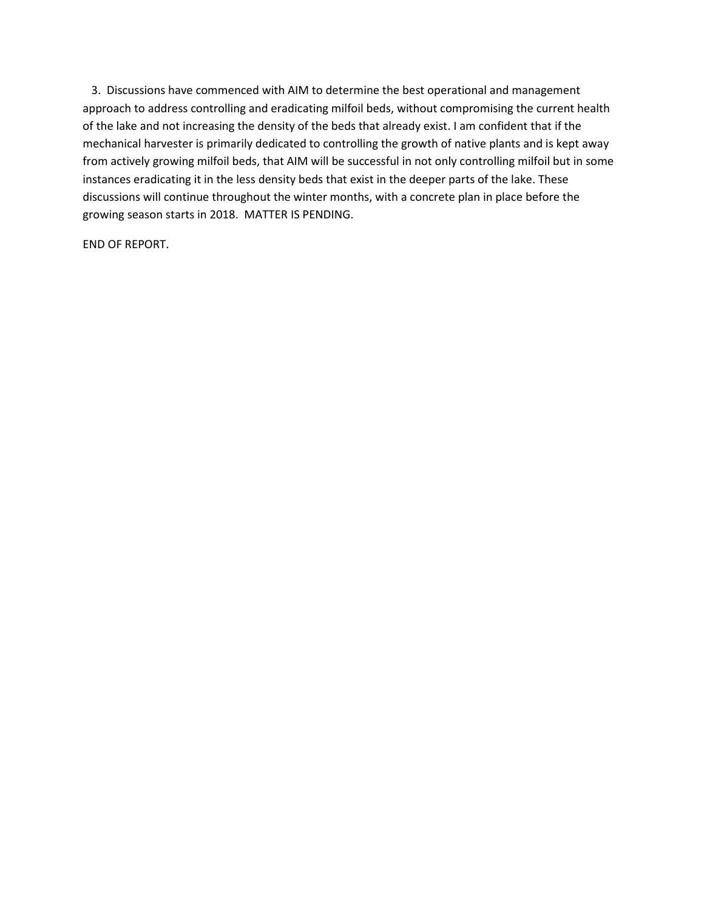3. Discussions have commenced with AIM to determine the best operational and management approach to address controlling and eradicating milfoil beds, without compromising the current health of the lake and not increasing the density of the beds that already exist. I am confident that if the mechanical harvester is primarily dedicated to controlling the growth of native plants and is kept away from actively growing milfoil beds, that AIM will be successful in not only controlling milfoil but in some instances eradicating it in the less density beds that exist in the deeper parts of the lake. These discussions will continue throughout the winter months, with a concrete plan in place before the growing season starts in 2018. MATTER IS PENDING.

END OF REPORT.